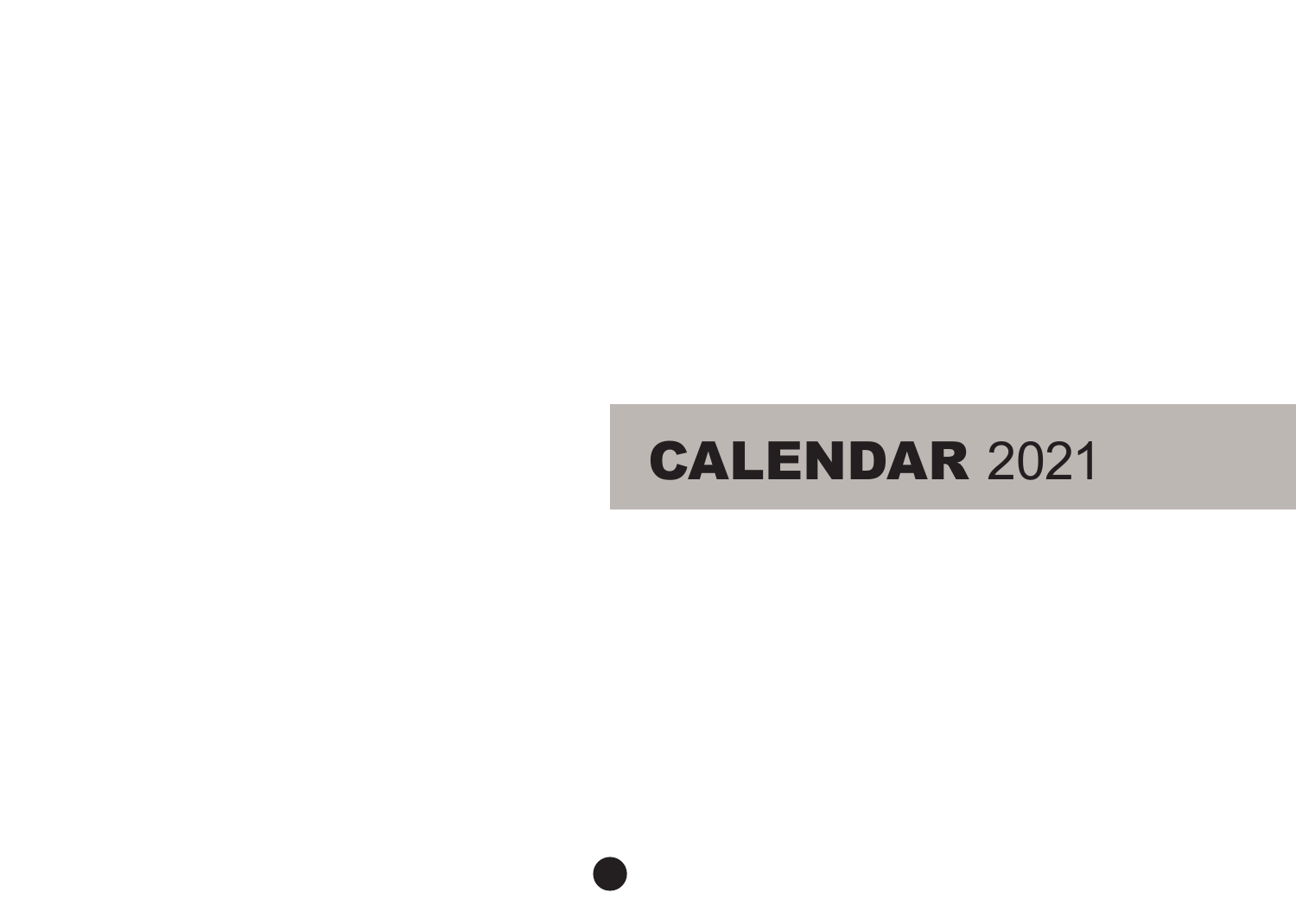# **CALENDAR** 2021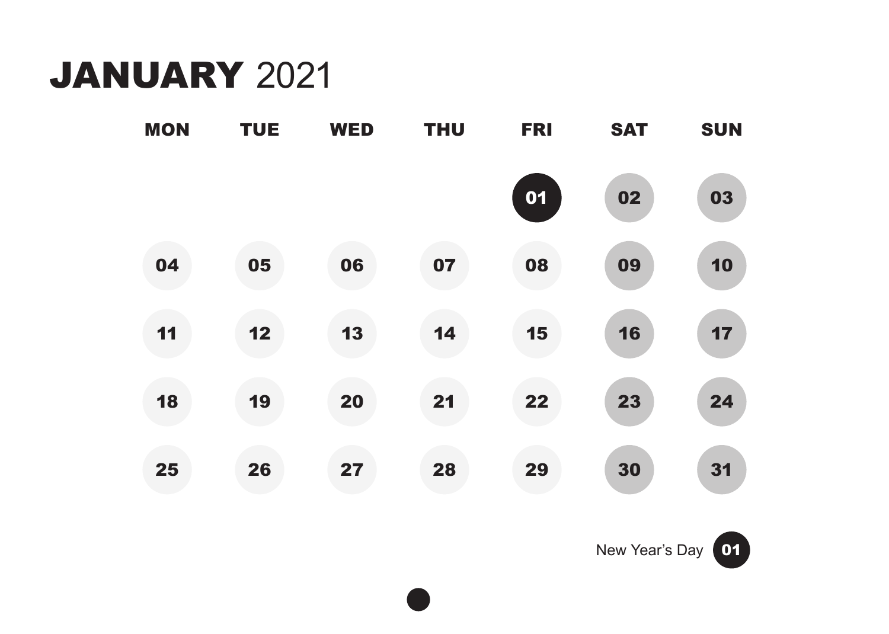# JANUARY 2021

| MON | TUE | WED | THU | FRI | SAT | SUN |
|---|---|---|---|---|---|---|
| | | | | 01 | 02 | 03 |
| 04 | 05 | 06 | 07 | 08 | 09 | 10 |
| 11 | 12 | 13 | 14 | 15 | 16 | 17 |
| 18 | 19 | 20 | 21 | 22 | 23 | 24 |
| 25 | 26 | 27 | 28 | 29 | 30 | 31 |

New Year's Day 01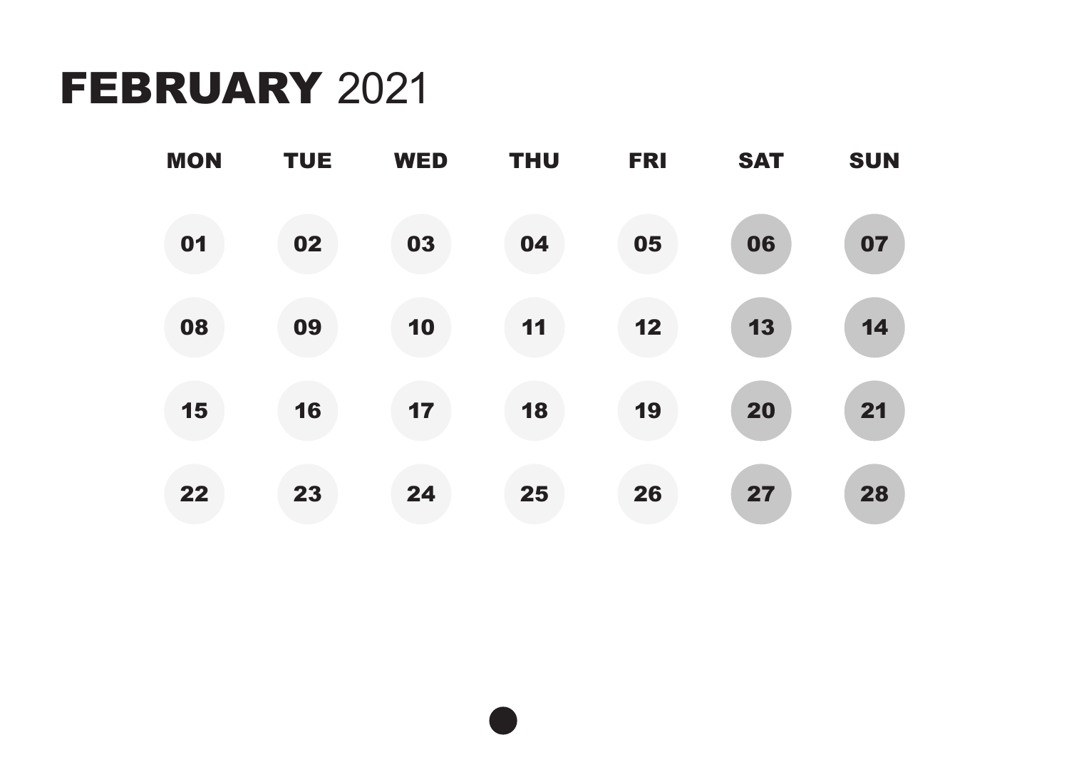# **FEBRUARY** 2021

| MON | TUE | WED | THU | FRI | SAT | SUN |
|---|---|---|---|---|---|---|
| 01 | 02 | 03 | 04 | 05 | 06 | 07 |
| 08 | 09 | 10 | 11 | 12 | 13 | 14 |
| 15 | 16 | 17 | 18 | 19 | 20 | 21 |
| 22 | 23 | 24 | 25 | 26 | 27 | 28 |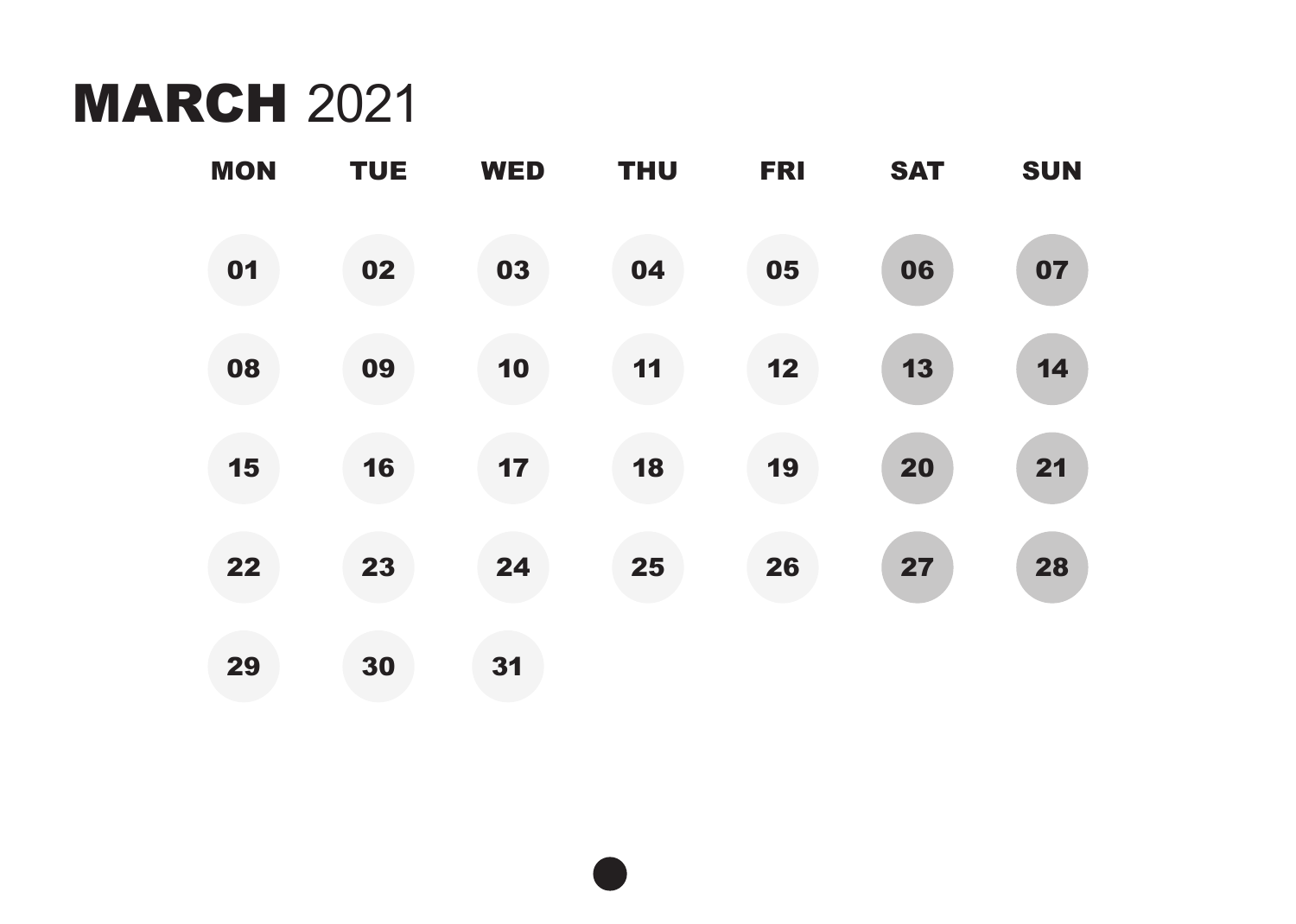# MARCH 2021

| MON | TUE | WED | THU | FRI | SAT | SUN |
|---|---|---|---|---|---|---|
| 01 | 02 | 03 | 04 | 05 | 06 | 07 |
| 08 | 09 | 10 | 11 | 12 | 13 | 14 |
| 15 | 16 | 17 | 18 | 19 | 20 | 21 |
| 22 | 23 | 24 | 25 | 26 | 27 | 28 |
| 29 | 30 | 31 | | | | |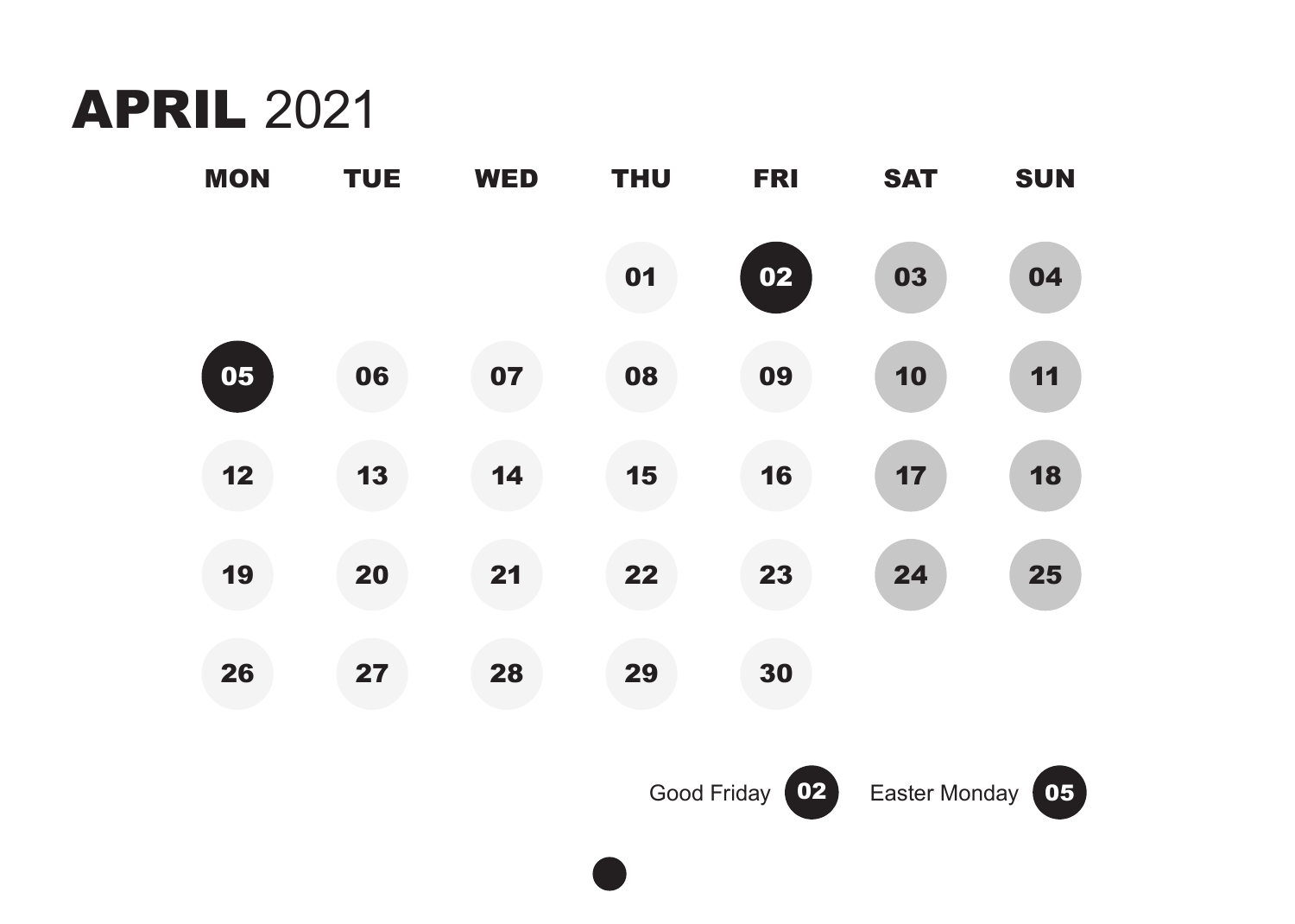# APRIL 2021

| MON | TUE | WED | THU | FRI | SAT | SUN |
| --- | --- | --- | --- | --- | --- | --- |
| | | | 01 | 02 | 03 | 04 |
| 05 | 06 | 07 | 08 | 09 | 10 | 11 |
| 12 | 13 | 14 | 15 | 16 | 17 | 18 |
| 19 | 20 | 21 | 22 | 23 | 24 | 25 |
| 26 | 27 | 28 | 29 | 30 | | |

Good Friday 02 Easter Monday 05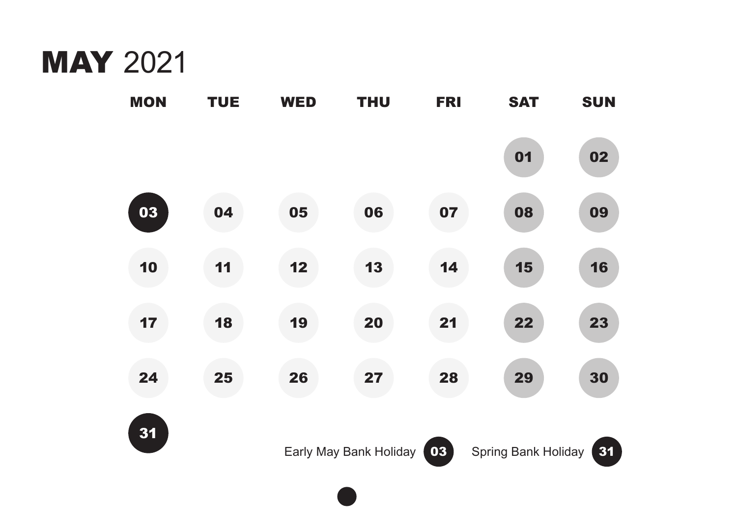# MAY 2021

| MON | TUE | WED | THU | FRI | SAT | SUN |
|---|---|---|---|---|---|---|
| | | | | | 01 | 02 |
| 03 | 04 | 05 | 06 | 07 | 08 | 09 |
| 10 | 11 | 12 | 13 | 14 | 15 | 16 |
| 17 | 18 | 19 | 20 | 21 | 22 | 23 |
| 24 | 25 | 26 | 27 | 28 | 29 | 30 |
| 31 | | | | | | |

Early May Bank Holiday 03

Spring Bank Holiday 31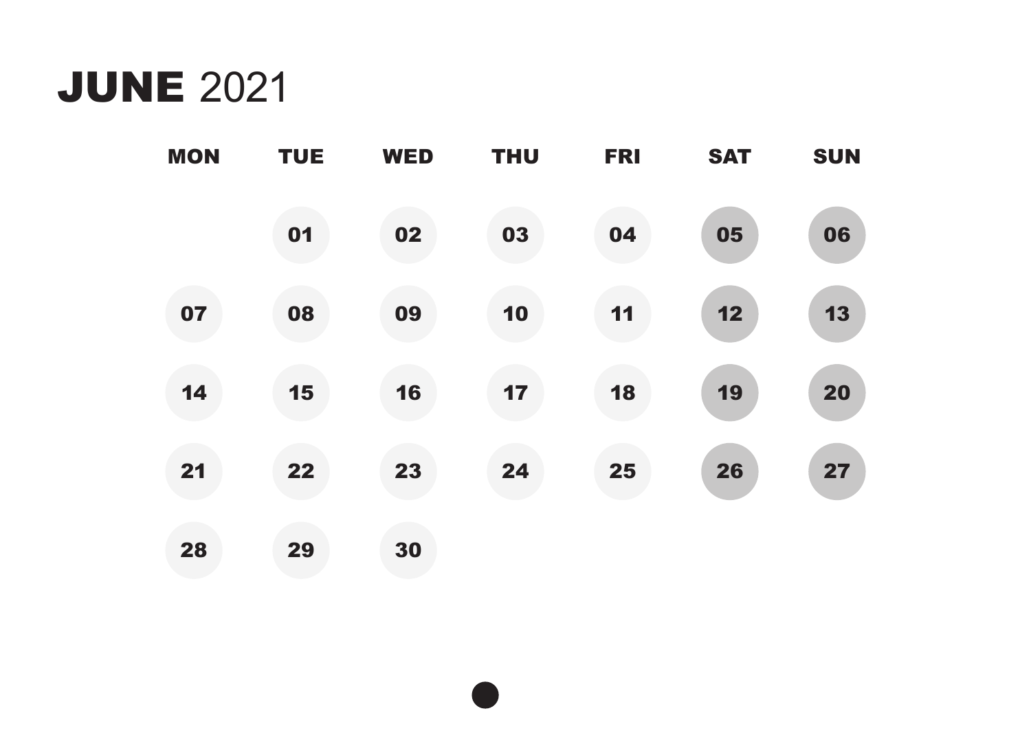# **JUNE** 2021

| MON | TUE | WED | THU | FRI | SAT | SUN |
|---|---|---|---|---|---|---|
| | 01 | 02 | 03 | 04 | 05 | 06 |
| 07 | 08 | 09 | 10 | 11 | 12 | 13 |
| 14 | 15 | 16 | 17 | 18 | 19 | 20 |
| 21 | 22 | 23 | 24 | 25 | 26 | 27 |
| 28 | 29 | 30 | | | | |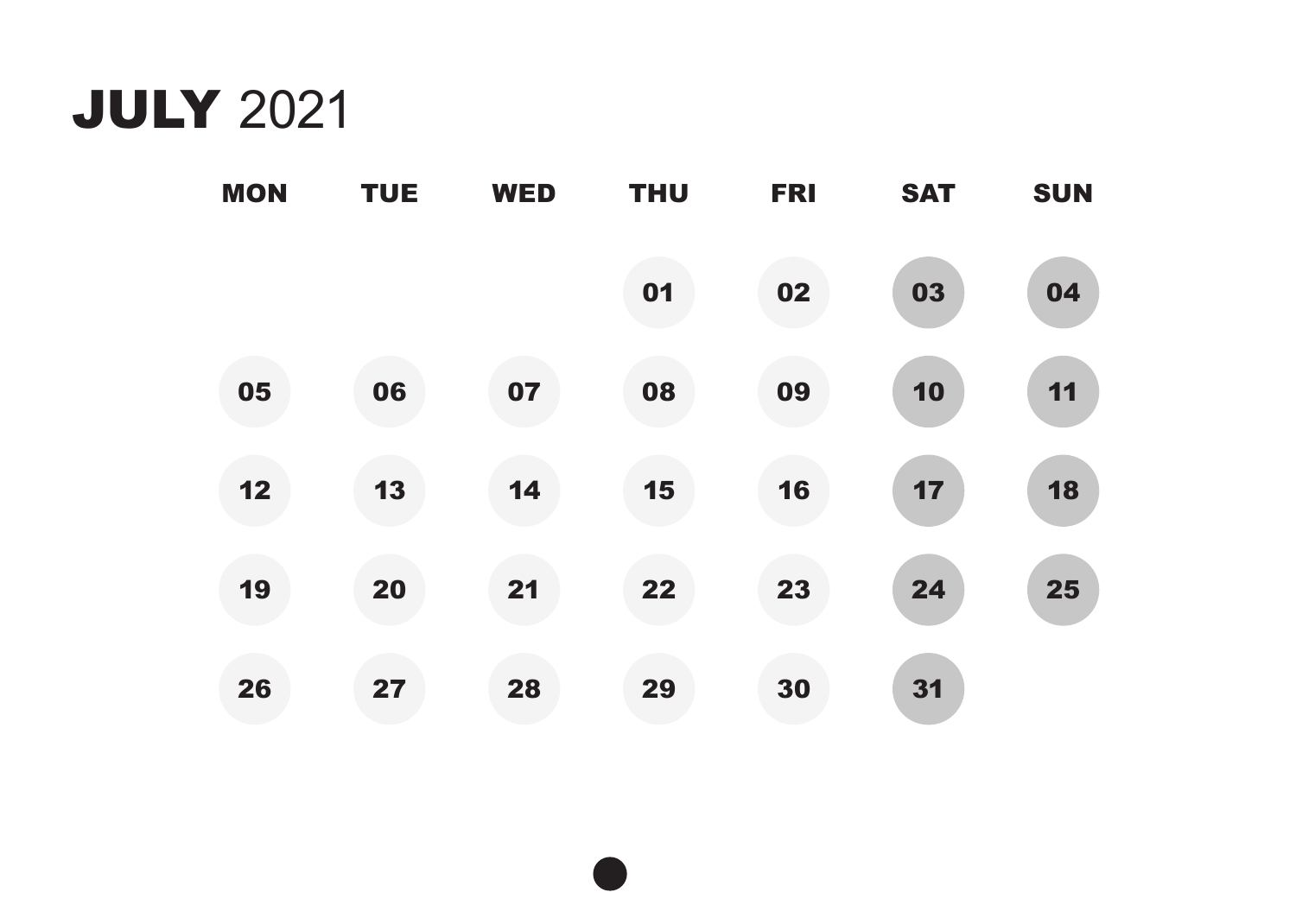# **JULY** 2021

| MON | TUE | WED | THU | FRI | SAT | SUN |
|---|---|---|---|---|---|---|
| | | | 01 | 02 | 03 | 04 |
| 05 | 06 | 07 | 08 | 09 | 10 | 11 |
| 12 | 13 | 14 | 15 | 16 | 17 | 18 |
| 19 | 20 | 21 | 22 | 23 | 24 | 25 |
| 26 | 27 | 28 | 29 | 30 | 31 | |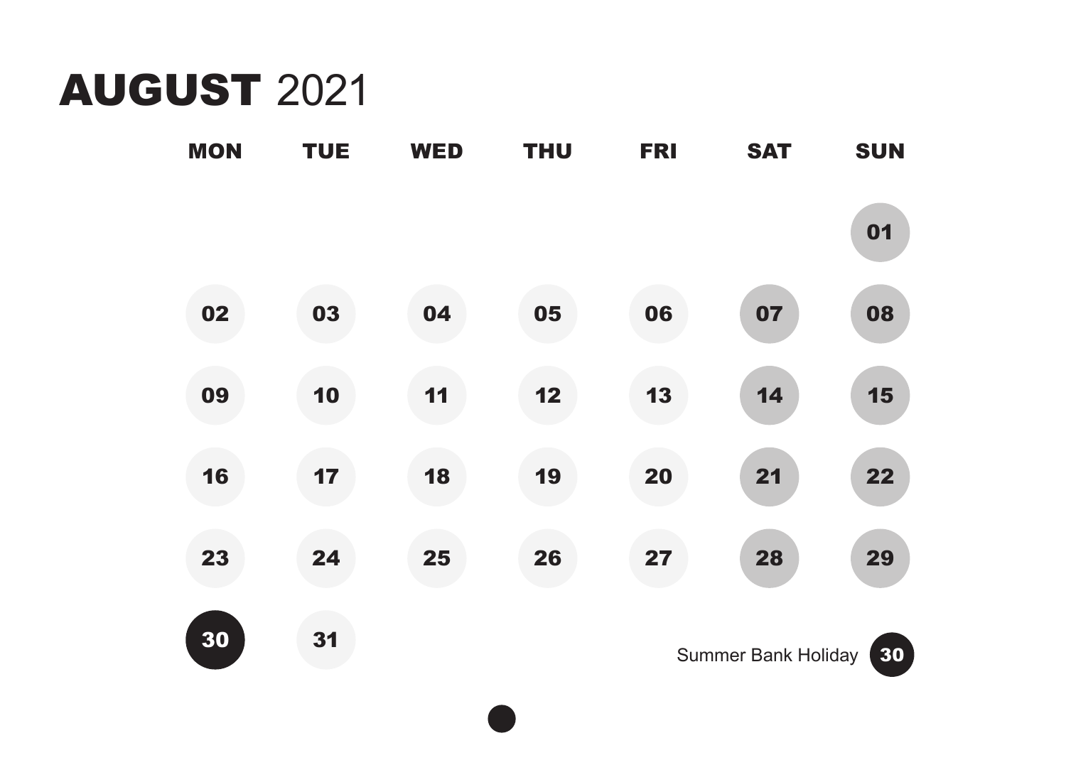# AUGUST 2021

| MON | TUE | WED | THU | FRI | SAT | SUN |
|---|---|---|---|---|---|---|
| | | | | | | 01 |
| 02 | 03 | 04 | 05 | 06 | 07 | 08 |
| 09 | 10 | 11 | 12 | 13 | 14 | 15 |
| 16 | 17 | 18 | 19 | 20 | 21 | 22 |
| 23 | 24 | 25 | 26 | 27 | 28 | 29 |
| 30 | 31 | | | | | |

Summer Bank Holiday 30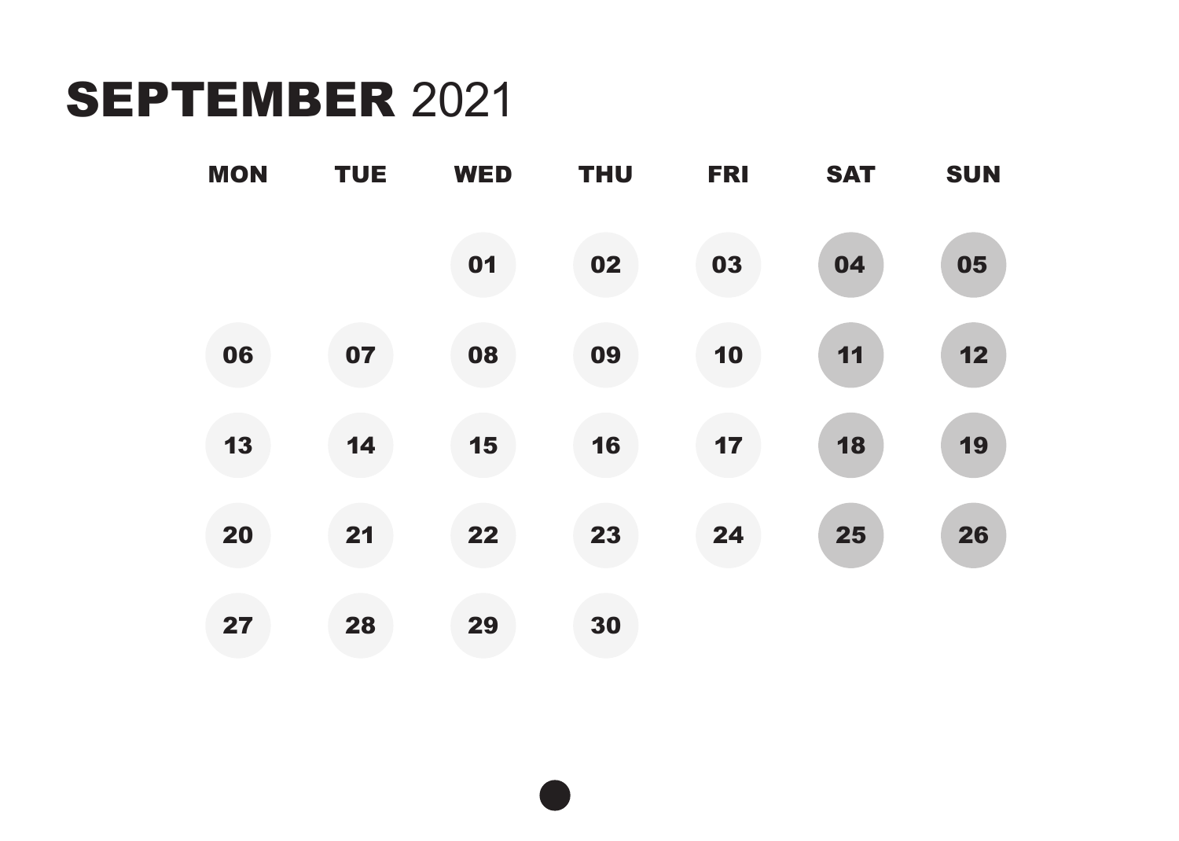# SEPTEMBER 2021

| MON | TUE | WED | THU | FRI | SAT | SUN |
|---|---|---|---|---|---|---|
| | | 01 | 02 | 03 | 04 | 05 |
| 06 | 07 | 08 | 09 | 10 | 11 | 12 |
| 13 | 14 | 15 | 16 | 17 | 18 | 19 |
| 20 | 21 | 22 | 23 | 24 | 25 | 26 |
| 27 | 28 | 29 | 30 | | | |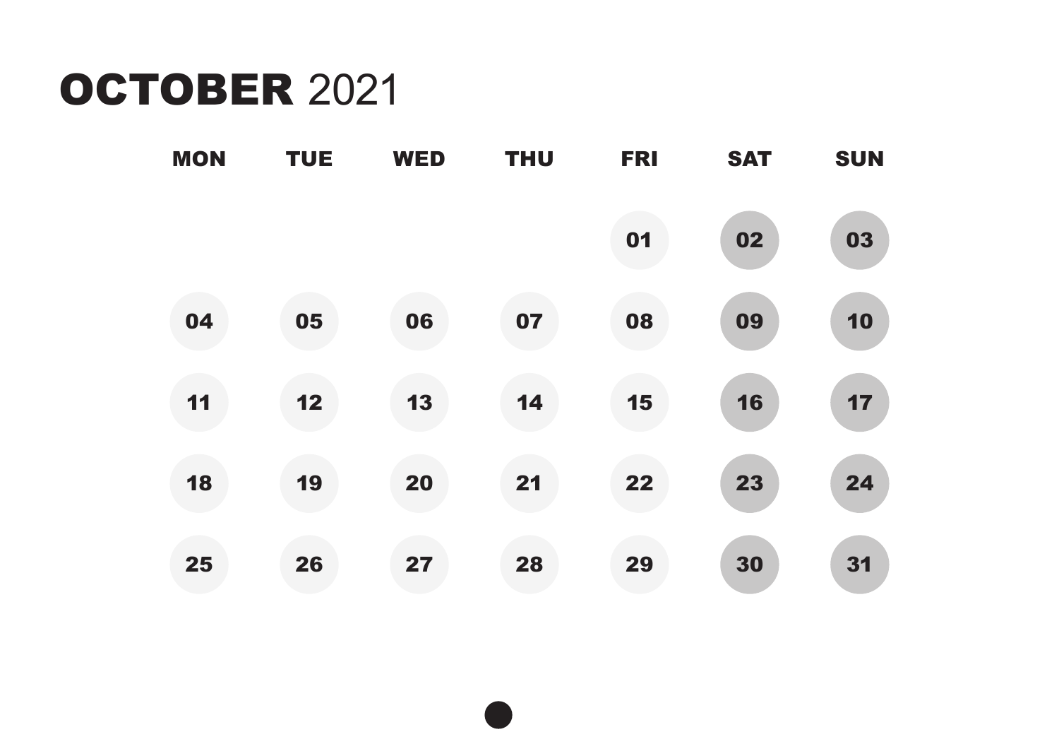# **OCTOBER** 2021

| MON | TUE | WED | THU | FRI | SAT | SUN |
|---|---|---|---|---|---|---|
| | | | | 01 | 02 | 03 |
| 04 | 05 | 06 | 07 | 08 | 09 | 10 |
| 11 | 12 | 13 | 14 | 15 | 16 | 17 |
| 18 | 19 | 20 | 21 | 22 | 23 | 24 |
| 25 | 26 | 27 | 28 | 29 | 30 | 31 |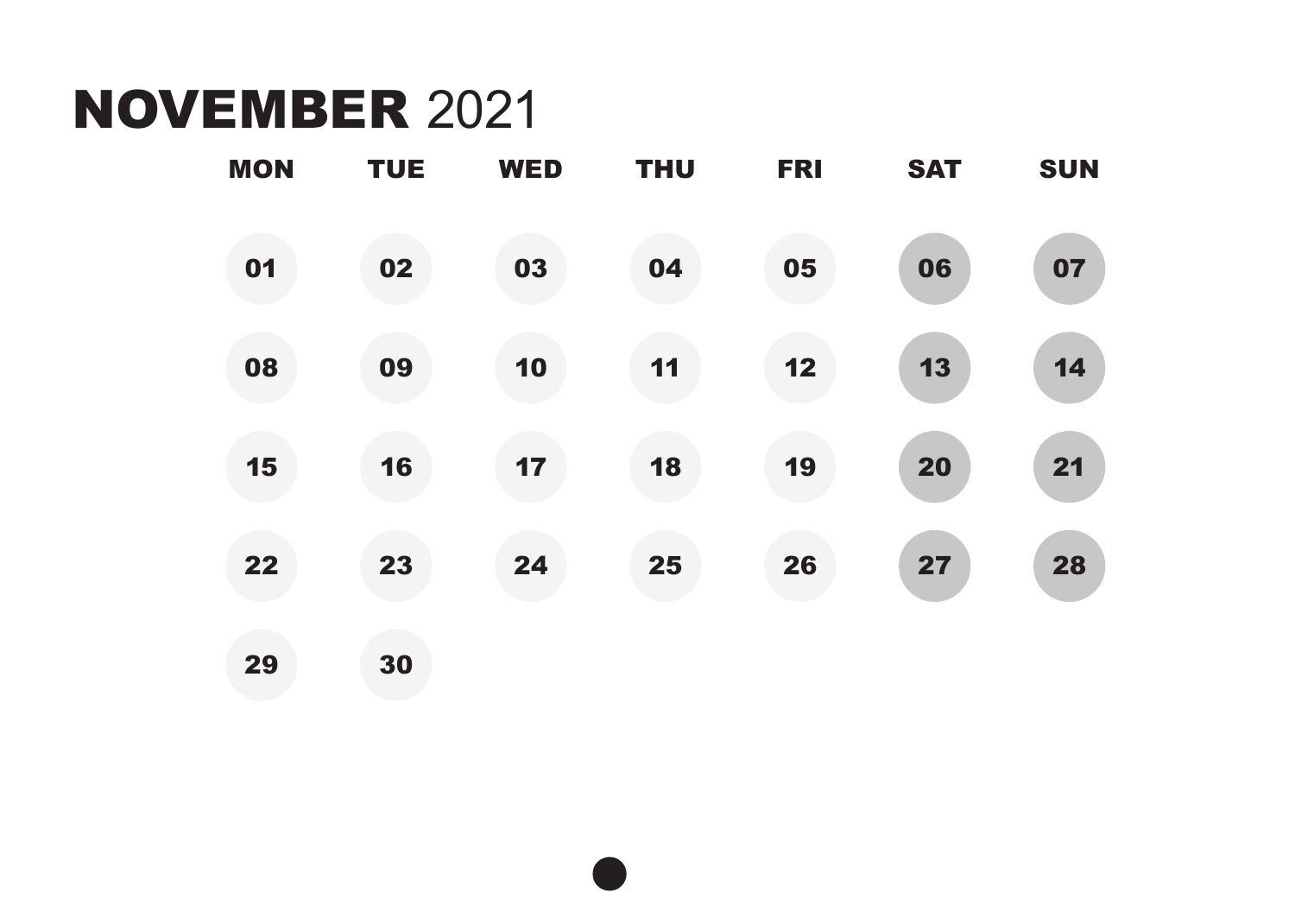# **NOVEMBER** 2021

| MON | TUE | WED | THU | FRI | SAT | SUN |
|---|---|---|---|---|---|---|
| 01 | 02 | 03 | 04 | 05 | 06 | 07 |
| 08 | 09 | 10 | 11 | 12 | 13 | 14 |
| 15 | 16 | 17 | 18 | 19 | 20 | 21 |
| 22 | 23 | 24 | 25 | 26 | 27 | 28 |
| 29 | 30 | | | | | |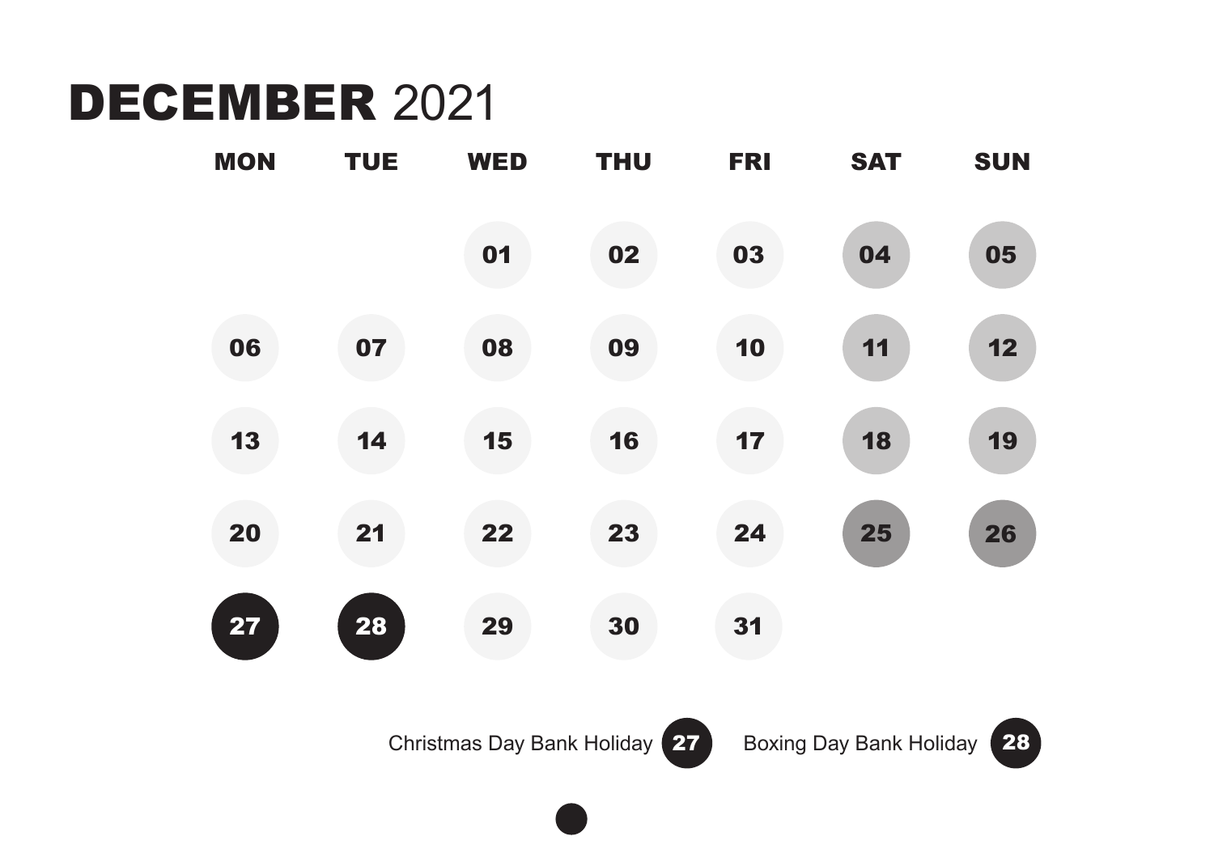# **DECEMBER** 2021

| MON | TUE | WED | THU | FRI | SAT | SUN |
|---|---|---|---|---|---|---|
| | | 01 | 02 | 03 | 04 | 05 |
| 06 | 07 | 08 | 09 | 10 | 11 | 12 |
| 13 | 14 | 15 | 16 | 17 | 18 | 19 |
| 20 | 21 | 22 | 23 | 24 | 25 | 26 |
| 27 | 28 | 29 | 30 | 31 | | |

Christmas Day Bank Holiday **27** Boxing Day Bank Holiday **28**